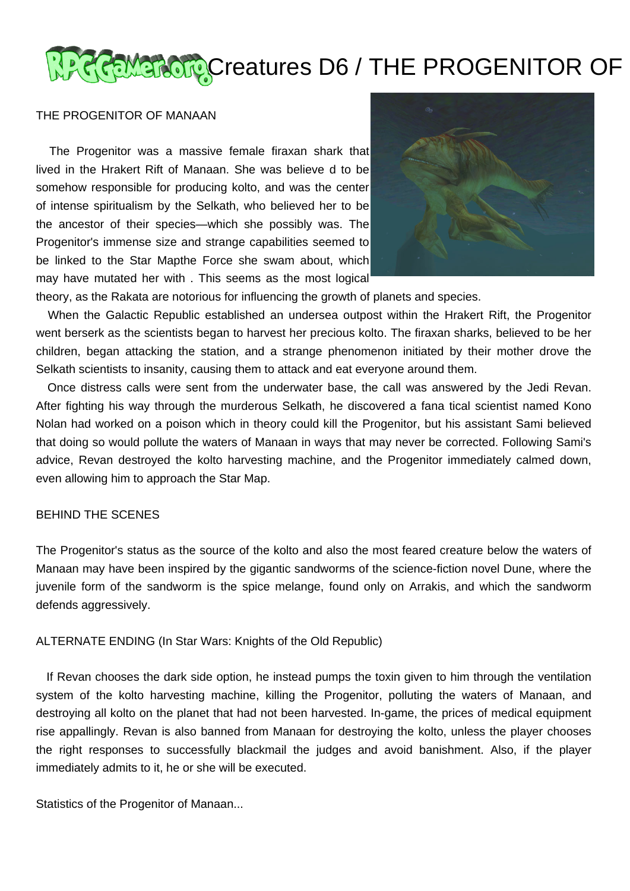# Creatures D6 / THE PROGENITOR OF

THE PROGENITOR OF MANAAN

The Progenitor was a massive female firaxan shark that lived in the Hrakert Rift of Manaan. She was believe d to be somehow responsible for producing kolto, and was the center of intense spiritualism by the Selkath, who believed her to be the ancestor of their species—which she possibly was. The Progenitor's immense size and strange capabilities seemed to be linked to the Star Mapthe Force she swam about, which may have mutated her with . This seems as the most logical theory, as the Rakata are notorious for influencing the growth of planets and species.

When the Galactic Republic established an undersea outpost within the Hrakert Rift, the Progenitor went berserk as the scientists began to harvest her precious kolto. The firaxan sharks, believed to be her children, began attacking the station, and a strange phenomenon initiated by their mother drove the Selkath scientists to insanity, causing them to attack and eat everyone around them.

Once distress calls were sent from the underwater base, the call was answered by the Jedi Revan. After fighting his way through the murderous Selkath, he discovered a fana tical scientist named Kono Nolan had worked on a poison which in theory could kill the Progenitor, but his assistant Sami believed that doing so would pollute the waters of Manaan in ways that may never be corrected. Following Sami's advice, Revan destroyed the kolto harvesting machine, and the Progenitor immediately calmed down, even allowing him to approach the Star Map.

BEHIND THE SCENES

The Progenitor's status as the source of the kolto and also the most feared creature below the waters of Manaan may have been inspired by the gigantic sandworms of the science-fiction novel Dune, where the juvenile form of the sandworm is the spice melange, found only on Arrakis, and which the sandworm defends aggressively.

ALTERNATE ENDING (In Star Wars: Knights of the Old Republic)

If Revan chooses the dark side option, he instead pumps the toxin given to him through the ventilation system of the kolto harvesting machine, killing the Progenitor, polluting the waters of Manaan, and destroying all kolto on the planet that had not been harvested. In-game, the prices of medical equipment rise appallingly. Revan is also banned from Manaan for destroying the kolto, unless the player chooses the right responses to successfully blackmail the judges and avoid banishment. Also, if the player immediately admits to it, he or she will be executed.

Statistics of the Progenitor of Manaan...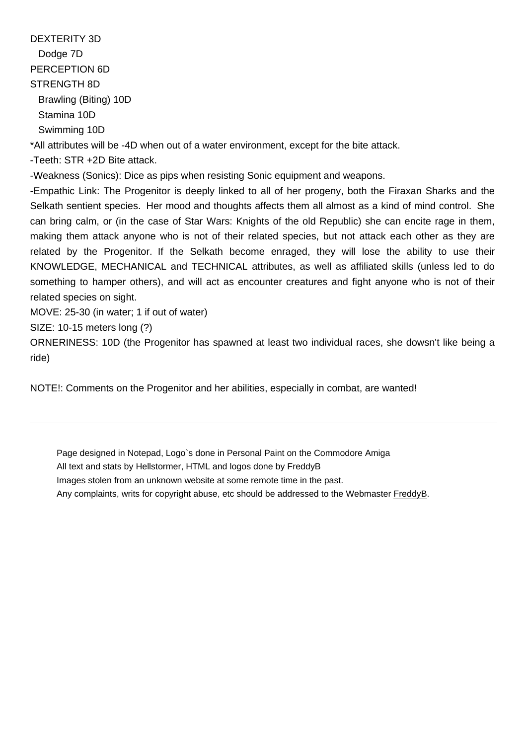DEXTERITY 3D
  Dodge 7D
PERCEPTION 6D
STRENGTH 8D
  Brawling (Biting) 10D
  Stamina 10D
  Swimming 10D

*All attributes will be -4D when out of a water environment, except for the bite attack.

-Teeth: STR +2D Bite attack.

-Weakness (Sonics): Dice as pips when resisting Sonic equipment and weapons.

-Empathic Link: The Progenitor is deeply linked to all of her progeny, both the Firaxan Sharks and the Selkath sentient species. Her mood and thoughts affects them all almost as a kind of mind control. She can bring calm, or (in the case of Star Wars: Knights of the old Republic) she can encite rage in them, making them attack anyone who is not of their related species, but not attack each other as they are related by the Progenitor. If the Selkath become enraged, they will lose the ability to use their KNOWLEDGE, MECHANICAL and TECHNICAL attributes, as well as affiliated skills (unless led to do something to hamper others), and will act as encounter creatures and fight anyone who is not of their related species on sight.

MOVE: 25-30 (in water; 1 if out of water)

SIZE: 10-15 meters long (?)

ORNERINESS: 10D (the Progenitor has spawned at least two individual races, she dowsn't like being a ride)

NOTE!: Comments on the Progenitor and her abilities, especially in combat, are wanted!

---

Page designed in Notepad, Logo`s done in Personal Paint on the Commodore Amiga
All text and stats by Hellstormer, HTML and logos done by FreddyB
Images stolen from an unknown website at some remote time in the past.
Any complaints, writs for copyright abuse, etc should be addressed to the Webmaster FreddyB.